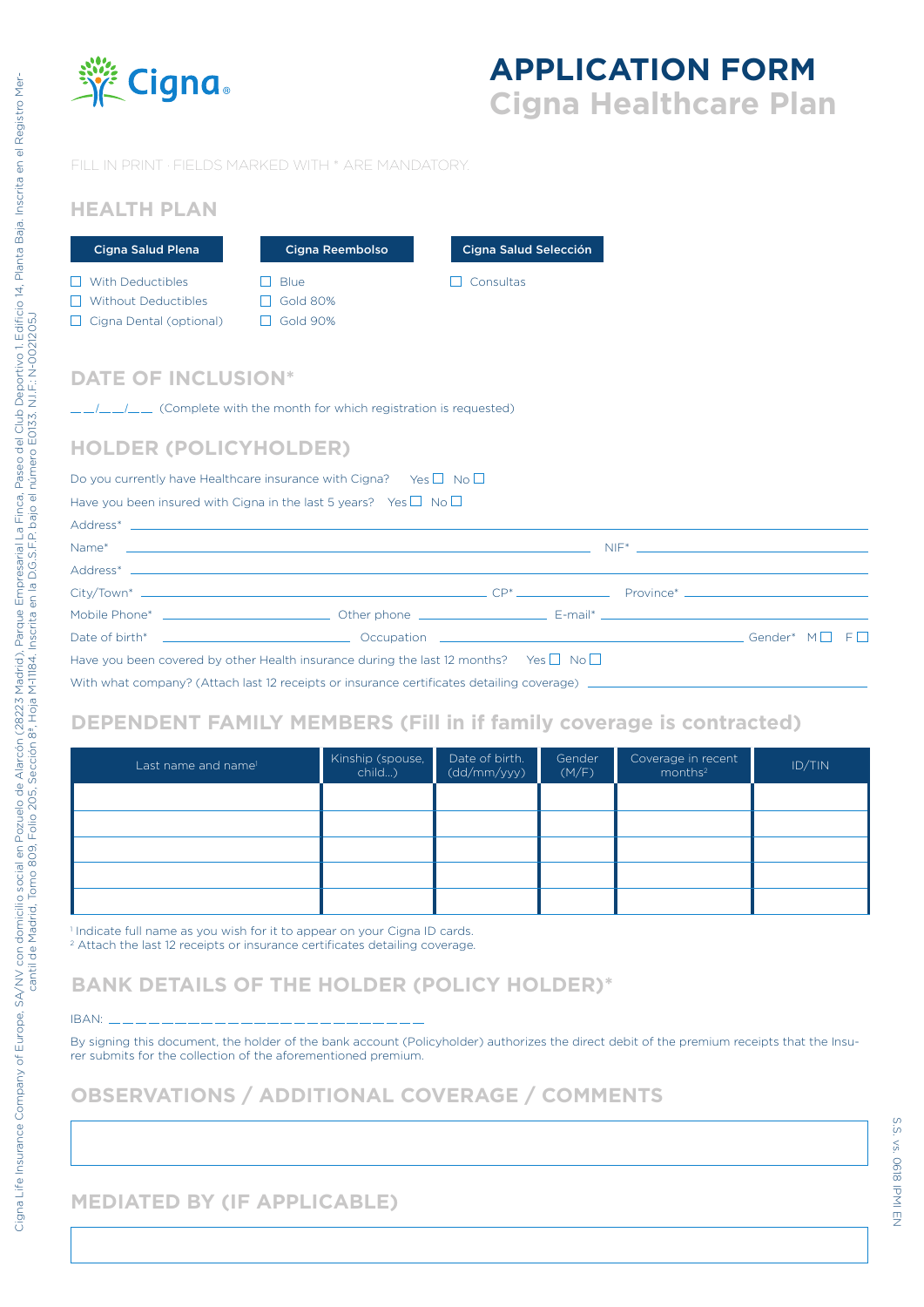# APPLICATION FORM
## Cigna Healthcare Plan

FILL IN PRINT · FIELDS MARKED WITH * ARE MANDATORY.

## HEALTH PLAN

| Cigna Salud Plena | Cigna Reembolso | Cigna Salud Selección |
|---|---|---|
| ☐ With Deductibles | ☐ Blue | ☐ Consultas |
| ☐ Without Deductibles | ☐ Gold 80% | |
| ☐ Cigna Dental (optional) | ☐ Gold 90% | |

## DATE OF INCLUSION*

__/__/__ (Complete with the month for which registration is requested)

## HOLDER (POLICYHOLDER)

Do you currently have Healthcare insurance with Cigna? Yes ☐ No ☐

Have you been insured with Cigna in the last 5 years? Yes ☐ No ☐

Address* ______________________________

Name* ______________________________ NIF* ______________

Address* ______________________________

City/Town* ______________ CP* ________ Province* ______________

Mobile Phone* ______________ Other phone ______________ E-mail* ______________

Date of birth* ______________ Occupation ______________ Gender* M ☐ F ☐

Have you been covered by other Health insurance during the last 12 months? Yes ☐ No ☐

With what company? (Attach last 12 receipts or insurance certificates detailing coverage) ______________

## DEPENDENT FAMILY MEMBERS (Fill in if family coverage is contracted)

| Last name and name[1] | Kinship (spouse, child...) | Date of birth. (dd/mm/yyy) | Gender (M/F) | Coverage in recent months[2] | ID/TIN |
|---|---|---|---|---|---|
| | | | | | |
| | | | | | |
| | | | | | |
| | | | | | |
| | | | | | |

[1] Indicate full name as you wish for it to appear on your Cigna ID cards.
[2] Attach the last 12 receipts or insurance certificates detailing coverage.

## BANK DETAILS OF THE HOLDER (POLICY HOLDER)*

IBAN: ________________________

By signing this document, the holder of the bank account (Policyholder) authorizes the direct debit of the premium receipts that the Insurer submits for the collection of the aforementioned premium.

## OBSERVATIONS / ADDITIONAL COVERAGE / COMMENTS

## MEDIATED BY (IF APPLICABLE)

Cigna Life Insurance Company of Europe, SA/NV con domicilio social en Pozuelo de Alarcón (28223 Madrid), Parque Empresarial La Finca, Paseo del Club Deportivo 1, Edificio 14, Planta Baja. Inscrita en el Registro Mercantil de Madrid, Tomo 809, Folio 205, Sección 8ª, Hoja M-11184. Inscrita en la D.G.S.F.P. bajo el número E0133. N.I.F.: N-0021205J

S.S. vs. 0618 IPMI EN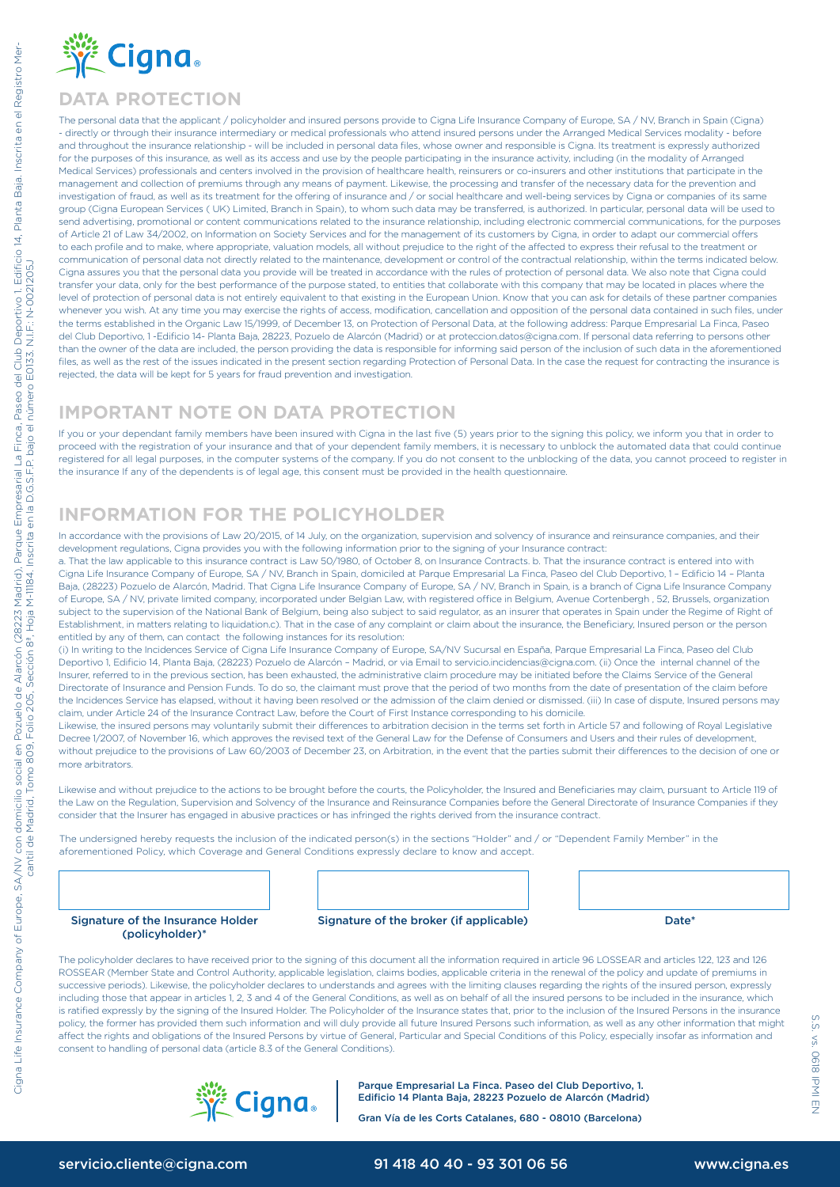## DATA PROTECTION

The personal data that the applicant / policyholder and insured persons provide to Cigna Life Insurance Company of Europe, SA / NV, Branch in Spain (Cigna) - directly or through their insurance intermediary or medical professionals who attend insured persons under the Arranged Medical Services modality - before and throughout the insurance relationship - will be included in personal data files, whose owner and responsible is Cigna. Its treatment is expressly authorized for the purposes of this insurance, as well as its access and use by the people participating in the insurance activity, including (in the modality of Arranged Medical Services) professionals and centers involved in the provision of healthcare health, reinsurers or co-insurers and other institutions that participate in the management and collection of premiums through any means of payment. Likewise, the processing and transfer of the necessary data for the prevention and investigation of fraud, as well as its treatment for the offering of insurance and / or social healthcare and well-being services by Cigna or companies of its same group (Cigna European Services ( UK) Limited, Branch in Spain), to whom such data may be transferred, is authorized. In particular, personal data will be used to send advertising, promotional or content communications related to the insurance relationship, including electronic commercial communications, for the purposes of Article 21 of Law 34/2002, on Information on Society Services and for the management of its customers by Cigna, in order to adapt our commercial offers to each profile and to make, where appropriate, valuation models, all without prejudice to the right of the affected to express their refusal to the treatment or communication of personal data not directly related to the maintenance, development or control of the contractual relationship, within the terms indicated below. Cigna assures you that the personal data you provide will be treated in accordance with the rules of protection of personal data. We also note that Cigna could transfer your data, only for the best performance of the purpose stated, to entities that collaborate with this company that may be located in places where the level of protection of personal data is not entirely equivalent to that existing in the European Union. Know that you can ask for details of these partner companies whenever you wish. At any time you may exercise the rights of access, modification, cancellation and opposition of the personal data contained in such files, under the terms established in the Organic Law 15/1999, of December 13, on Protection of Personal Data, at the following address: Parque Empresarial La Finca, Paseo del Club Deportivo, 1 -Edificio 14- Planta Baja, 28223, Pozuelo de Alarcón (Madrid) or at proteccion.datos@cigna.com. If personal data referring to persons other than the owner of the data are included, the person providing the data is responsible for informing said person of the inclusion of such data in the aforementioned files, as well as the rest of the issues indicated in the present section regarding Protection of Personal Data. In the case the request for contracting the insurance is rejected, the data will be kept for 5 years for fraud prevention and investigation.

## IMPORTANT NOTE ON DATA PROTECTION

If you or your dependant family members have been insured with Cigna in the last five (5) years prior to the signing this policy, we inform you that in order to proceed with the registration of your insurance and that of your dependent family members, it is necessary to unblock the automated data that could continue registered for all legal purposes, in the computer systems of the company. If you do not consent to the unblocking of the data, you cannot proceed to register in the insurance If any of the dependents is of legal age, this consent must be provided in the health questionnaire.

## INFORMATION FOR THE POLICYHOLDER

In accordance with the provisions of Law 20/2015, of 14 July, on the organization, supervision and solvency of insurance and reinsurance companies, and their development regulations, Cigna provides you with the following information prior to the signing of your Insurance contract:

a. That the law applicable to this insurance contract is Law 50/1980, of October 8, on Insurance Contracts. b. That the insurance contract is entered into with Cigna Life Insurance Company of Europe, SA / NV, Branch in Spain, domiciled at Parque Empresarial La Finca, Paseo del Club Deportivo, 1 – Edificio 14 – Planta Baja, (28223) Pozuelo de Alarcón, Madrid. That Cigna Life Insurance Company of Europe, SA / NV, Branch in Spain, is a branch of Cigna Life Insurance Company of Europe, SA / NV, private limited company, incorporated under Belgian Law, with registered office in Belgium, Avenue Cortenbergh , 52, Brussels, organization subject to the supervision of the National Bank of Belgium, being also subject to said regulator, as an insurer that operates in Spain under the Regime of Right of Establishment, in matters relating to liquidation.c). That in the case of any complaint or claim about the insurance, the Beneficiary, Insured person or the person entitled by any of them, can contact the following instances for its resolution:

(i) In writing to the Incidences Service of Cigna Life Insurance Company of Europe, SA/NV Sucursal en España, Parque Empresarial La Finca, Paseo del Club Deportivo 1, Edificio 14, Planta Baja, (28223) Pozuelo de Alarcón – Madrid, or via Email to servicio.incidencias@cigna.com. (ii) Once the internal channel of the Insurer, referred to in the previous section, has been exhausted, the administrative claim procedure may be initiated before the Claims Service of the General Directorate of Insurance and Pension Funds. To do so, the claimant must prove that the period of two months from the date of presentation of the claim before the Incidences Service has elapsed, without it having been resolved or the admission of the claim denied or dismissed. (iii) In case of dispute, Insured persons may claim, under Article 24 of the Insurance Contract Law, before the Court of First Instance corresponding to his domicile.

Likewise, the insured persons may voluntarily submit their differences to arbitration decision in the terms set forth in Article 57 and following of Royal Legislative Decree 1/2007, of November 16, which approves the revised text of the General Law for the Defense of Consumers and Users and their rules of development, without prejudice to the provisions of Law 60/2003 of December 23, on Arbitration, in the event that the parties submit their differences to the decision of one or more arbitrators.

Likewise and without prejudice to the actions to be brought before the courts, the Policyholder, the Insured and Beneficiaries may claim, pursuant to Article 119 of the Law on the Regulation, Supervision and Solvency of the Insurance and Reinsurance Companies before the General Directorate of Insurance Companies if they consider that the Insurer has engaged in abusive practices or has infringed the rights derived from the insurance contract.

The undersigned hereby requests the inclusion of the indicated person(s) in the sections "Holder" and / or "Dependent Family Member" in the aforementioned Policy, which Coverage and General Conditions expressly declare to know and accept.

| | | |
|---|---|---|
| | | |
| **Signature of the Insurance Holder (policyholder)*** | **Signature of the broker (if applicable)** | **Date*** |

The policyholder declares to have received prior to the signing of this document all the information required in article 96 LOSSEAR and articles 122, 123 and 126 ROSSEAR (Member State and Control Authority, applicable legislation, claims bodies, applicable criteria in the renewal of the policy and update of premiums in successive periods). Likewise, the policyholder declares to understands and agrees with the limiting clauses regarding the rights of the insured person, expressly including those that appear in articles 1, 2, 3 and 4 of the General Conditions, as well as on behalf of all the insured persons to be included in the insurance, which is ratified expressly by the signing of the Insured Holder. The Policyholder of the Insurance states that, prior to the inclusion of the Insured Persons in the insurance policy, the former has provided them such information and will duly provide all future Insured Persons such information, as well as any other information that might affect the rights and obligations of the Insured Persons by virtue of General, Particular and Special Conditions of this Policy, especially insofar as information and consent to handling of personal data (article 8.3 of the General Conditions).

Parque Empresarial La Finca. Paseo del Club Deportivo, 1. Edificio 14 Planta Baja, 28223 Pozuelo de Alarcón (Madrid)

Gran Vía de les Corts Catalanes, 680 - 08010 (Barcelona)

servicio.cliente@cigna.com | 91 418 40 40 - 93 301 06 56 | www.cigna.es

Cigna Life Insurance Company of Europe, SA/NV con domicilio social en Pozuelo de Alarcón (28223 Madrid), Parque Empresarial La Finca, Paseo del Club Deportivo 1, Edificio 14, Planta Baja. Inscrita en el Registro Mercantil de Madrid, Tomo 809, Folio 205, Sección 8ª, Hoja M-11184. Inscrita en la D.G.S.F.P. bajo el número E0133. N.I.F.: N-0021205J

S.S. vs. 0618 IPMI EN